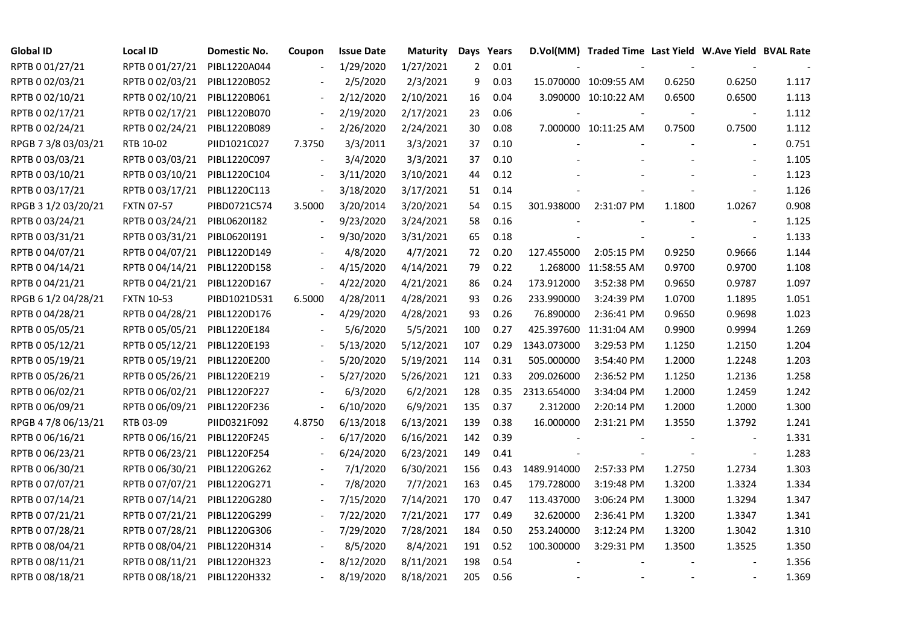| Global ID | Local ID | Domestic No. | Coupon | Issue Date | Maturity | Days | Years | D.Vol(MM) | Traded Time | Last Yield | W.Ave Yield | BVAL Rate |
|---|---|---|---|---|---|---|---|---|---|---|---|---|
| RPTB 0 01/27/21 | RPTB 0 01/27/21 | PIBL1220A044 | - | 1/29/2020 | 1/27/2021 | 2 | 0.01 | - | - | - | - | - |
| RPTB 0 02/03/21 | RPTB 0 02/03/21 | PIBL1220B052 | - | 2/5/2020 | 2/3/2021 | 9 | 0.03 | 15.070000 | 10:09:55 AM | 0.6250 | 0.6250 | 1.117 |
| RPTB 0 02/10/21 | RPTB 0 02/10/21 | PIBL1220B061 | - | 2/12/2020 | 2/10/2021 | 16 | 0.04 | 3.090000 | 10:10:22 AM | 0.6500 | 0.6500 | 1.113 |
| RPTB 0 02/17/21 | RPTB 0 02/17/21 | PIBL1220B070 | - | 2/19/2020 | 2/17/2021 | 23 | 0.06 | - | - | - | - | 1.112 |
| RPTB 0 02/24/21 | RPTB 0 02/24/21 | PIBL1220B089 | - | 2/26/2020 | 2/24/2021 | 30 | 0.08 | 7.000000 | 10:11:25 AM | 0.7500 | 0.7500 | 1.112 |
| RPGB 7 3/8 03/03/21 | RTB 10-02 | PIID1021C027 | 7.3750 | 3/3/2011 | 3/3/2021 | 37 | 0.10 | - | - | - | - | 0.751 |
| RPTB 0 03/03/21 | RPTB 0 03/03/21 | PIBL1220C097 | - | 3/4/2020 | 3/3/2021 | 37 | 0.10 | - | - | - | - | 1.105 |
| RPTB 0 03/10/21 | RPTB 0 03/10/21 | PIBL1220C104 | - | 3/11/2020 | 3/10/2021 | 44 | 0.12 | - | - | - | - | 1.123 |
| RPTB 0 03/17/21 | RPTB 0 03/17/21 | PIBL1220C113 | - | 3/18/2020 | 3/17/2021 | 51 | 0.14 | - | - | - | - | 1.126 |
| RPGB 3 1/2 03/20/21 | FXTN 07-57 | PIBD0721C574 | 3.5000 | 3/20/2014 | 3/20/2021 | 54 | 0.15 | 301.938000 | 2:31:07 PM | 1.1800 | 1.0267 | 0.908 |
| RPTB 0 03/24/21 | RPTB 0 03/24/21 | PIBL0620I182 | - | 9/23/2020 | 3/24/2021 | 58 | 0.16 | - | - | - | - | 1.125 |
| RPTB 0 03/31/21 | RPTB 0 03/31/21 | PIBL0620I191 | - | 9/30/2020 | 3/31/2021 | 65 | 0.18 | - | - | - | - | 1.133 |
| RPTB 0 04/07/21 | RPTB 0 04/07/21 | PIBL1220D149 | - | 4/8/2020 | 4/7/2021 | 72 | 0.20 | 127.455000 | 2:05:15 PM | 0.9250 | 0.9666 | 1.144 |
| RPTB 0 04/14/21 | RPTB 0 04/14/21 | PIBL1220D158 | - | 4/15/2020 | 4/14/2021 | 79 | 0.22 | 1.268000 | 11:58:55 AM | 0.9700 | 0.9700 | 1.108 |
| RPTB 0 04/21/21 | RPTB 0 04/21/21 | PIBL1220D167 | - | 4/22/2020 | 4/21/2021 | 86 | 0.24 | 173.912000 | 3:52:38 PM | 0.9650 | 0.9787 | 1.097 |
| RPGB 6 1/2 04/28/21 | FXTN 10-53 | PIBD1021D531 | 6.5000 | 4/28/2011 | 4/28/2021 | 93 | 0.26 | 233.990000 | 3:24:39 PM | 1.0700 | 1.1895 | 1.051 |
| RPTB 0 04/28/21 | RPTB 0 04/28/21 | PIBL1220D176 | - | 4/29/2020 | 4/28/2021 | 93 | 0.26 | 76.890000 | 2:36:41 PM | 0.9650 | 0.9698 | 1.023 |
| RPTB 0 05/05/21 | RPTB 0 05/05/21 | PIBL1220E184 | - | 5/6/2020 | 5/5/2021 | 100 | 0.27 | 425.397600 | 11:31:04 AM | 0.9900 | 0.9994 | 1.269 |
| RPTB 0 05/12/21 | RPTB 0 05/12/21 | PIBL1220E193 | - | 5/13/2020 | 5/12/2021 | 107 | 0.29 | 1343.073000 | 3:29:53 PM | 1.1250 | 1.2150 | 1.204 |
| RPTB 0 05/19/21 | RPTB 0 05/19/21 | PIBL1220E200 | - | 5/20/2020 | 5/19/2021 | 114 | 0.31 | 505.000000 | 3:54:40 PM | 1.2000 | 1.2248 | 1.203 |
| RPTB 0 05/26/21 | RPTB 0 05/26/21 | PIBL1220E219 | - | 5/27/2020 | 5/26/2021 | 121 | 0.33 | 209.026000 | 2:36:52 PM | 1.1250 | 1.2136 | 1.258 |
| RPTB 0 06/02/21 | RPTB 0 06/02/21 | PIBL1220F227 | - | 6/3/2020 | 6/2/2021 | 128 | 0.35 | 2313.654000 | 3:34:04 PM | 1.2000 | 1.2459 | 1.242 |
| RPTB 0 06/09/21 | RPTB 0 06/09/21 | PIBL1220F236 | - | 6/10/2020 | 6/9/2021 | 135 | 0.37 | 2.312000 | 2:20:14 PM | 1.2000 | 1.2000 | 1.300 |
| RPGB 4 7/8 06/13/21 | RTB 03-09 | PIID0321F092 | 4.8750 | 6/13/2018 | 6/13/2021 | 139 | 0.38 | 16.000000 | 2:31:21 PM | 1.3550 | 1.3792 | 1.241 |
| RPTB 0 06/16/21 | RPTB 0 06/16/21 | PIBL1220F245 | - | 6/17/2020 | 6/16/2021 | 142 | 0.39 | - | - | - | - | 1.331 |
| RPTB 0 06/23/21 | RPTB 0 06/23/21 | PIBL1220F254 | - | 6/24/2020 | 6/23/2021 | 149 | 0.41 | - | - | - | - | 1.283 |
| RPTB 0 06/30/21 | RPTB 0 06/30/21 | PIBL1220G262 | - | 7/1/2020 | 6/30/2021 | 156 | 0.43 | 1489.914000 | 2:57:33 PM | 1.2750 | 1.2734 | 1.303 |
| RPTB 0 07/07/21 | RPTB 0 07/07/21 | PIBL1220G271 | - | 7/8/2020 | 7/7/2021 | 163 | 0.45 | 179.728000 | 3:19:48 PM | 1.3200 | 1.3324 | 1.334 |
| RPTB 0 07/14/21 | RPTB 0 07/14/21 | PIBL1220G280 | - | 7/15/2020 | 7/14/2021 | 170 | 0.47 | 113.437000 | 3:06:24 PM | 1.3000 | 1.3294 | 1.347 |
| RPTB 0 07/21/21 | RPTB 0 07/21/21 | PIBL1220G299 | - | 7/22/2020 | 7/21/2021 | 177 | 0.49 | 32.620000 | 2:36:41 PM | 1.3200 | 1.3347 | 1.341 |
| RPTB 0 07/28/21 | RPTB 0 07/28/21 | PIBL1220G306 | - | 7/29/2020 | 7/28/2021 | 184 | 0.50 | 253.240000 | 3:12:24 PM | 1.3200 | 1.3042 | 1.310 |
| RPTB 0 08/04/21 | RPTB 0 08/04/21 | PIBL1220H314 | - | 8/5/2020 | 8/4/2021 | 191 | 0.52 | 100.300000 | 3:29:31 PM | 1.3500 | 1.3525 | 1.350 |
| RPTB 0 08/11/21 | RPTB 0 08/11/21 | PIBL1220H323 | - | 8/12/2020 | 8/11/2021 | 198 | 0.54 | - | - | - | - | 1.356 |
| RPTB 0 08/18/21 | RPTB 0 08/18/21 | PIBL1220H332 | - | 8/19/2020 | 8/18/2021 | 205 | 0.56 | - | - | - | - | 1.369 |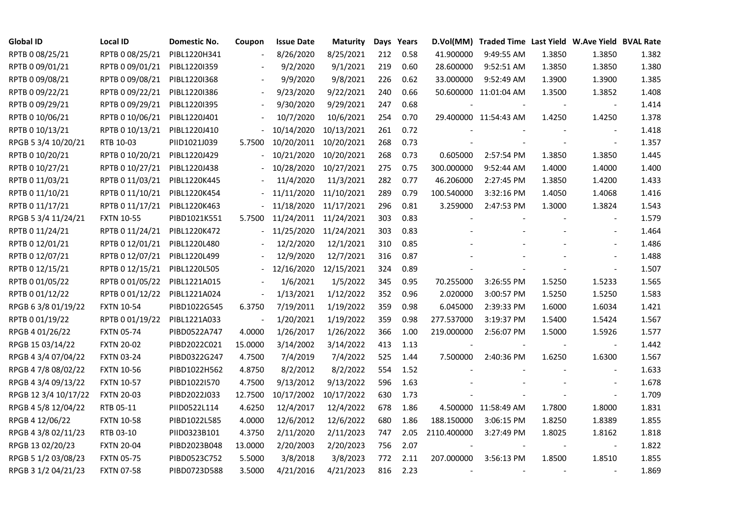| Global ID | Local ID | Domestic No. | Coupon | Issue Date | Maturity | Days | Years | D.Vol(MM) | Traded Time | Last Yield | W.Ave Yield | BVAL Rate |
|---|---|---|---|---|---|---|---|---|---|---|---|---|
| RPTB 0 08/25/21 | RPTB 0 08/25/21 | PIBL1220H341 | - | 8/26/2020 | 8/25/2021 | 212 | 0.58 | 41.900000 | 9:49:55 AM | 1.3850 | 1.3850 | 1.382 |
| RPTB 0 09/01/21 | RPTB 0 09/01/21 | PIBL1220I359 | - | 9/2/2020 | 9/1/2021 | 219 | 0.60 | 28.600000 | 9:52:51 AM | 1.3850 | 1.3850 | 1.380 |
| RPTB 0 09/08/21 | RPTB 0 09/08/21 | PIBL1220I368 | - | 9/9/2020 | 9/8/2021 | 226 | 0.62 | 33.000000 | 9:52:49 AM | 1.3900 | 1.3900 | 1.385 |
| RPTB 0 09/22/21 | RPTB 0 09/22/21 | PIBL1220I386 | - | 9/23/2020 | 9/22/2021 | 240 | 0.66 | 50.600000 | 11:01:04 AM | 1.3500 | 1.3852 | 1.408 |
| RPTB 0 09/29/21 | RPTB 0 09/29/21 | PIBL1220I395 | - | 9/30/2020 | 9/29/2021 | 247 | 0.68 | - | - | - | - | 1.414 |
| RPTB 0 10/06/21 | RPTB 0 10/06/21 | PIBL1220J401 | - | 10/7/2020 | 10/6/2021 | 254 | 0.70 | 29.400000 | 11:54:43 AM | 1.4250 | 1.4250 | 1.378 |
| RPTB 0 10/13/21 | RPTB 0 10/13/21 | PIBL1220J410 | - | 10/14/2020 | 10/13/2021 | 261 | 0.72 | - | - | - | - | 1.418 |
| RPGB 5 3/4 10/20/21 | RTB 10-03 | PIID1021J039 | 5.7500 | 10/20/2011 | 10/20/2021 | 268 | 0.73 | - | - | - | - | 1.357 |
| RPTB 0 10/20/21 | RPTB 0 10/20/21 | PIBL1220J429 | - | 10/21/2020 | 10/20/2021 | 268 | 0.73 | 0.605000 | 2:57:54 PM | 1.3850 | 1.3850 | 1.445 |
| RPTB 0 10/27/21 | RPTB 0 10/27/21 | PIBL1220J438 | - | 10/28/2020 | 10/27/2021 | 275 | 0.75 | 300.000000 | 9:52:44 AM | 1.4000 | 1.4000 | 1.400 |
| RPTB 0 11/03/21 | RPTB 0 11/03/21 | PIBL1220K445 | - | 11/4/2020 | 11/3/2021 | 282 | 0.77 | 46.206000 | 2:27:45 PM | 1.3850 | 1.4200 | 1.433 |
| RPTB 0 11/10/21 | RPTB 0 11/10/21 | PIBL1220K454 | - | 11/11/2020 | 11/10/2021 | 289 | 0.79 | 100.540000 | 3:32:16 PM | 1.4050 | 1.4068 | 1.416 |
| RPTB 0 11/17/21 | RPTB 0 11/17/21 | PIBL1220K463 | - | 11/18/2020 | 11/17/2021 | 296 | 0.81 | 3.259000 | 2:47:53 PM | 1.3000 | 1.3824 | 1.543 |
| RPGB 5 3/4 11/24/21 | FXTN 10-55 | PIBD1021K551 | 5.7500 | 11/24/2011 | 11/24/2021 | 303 | 0.83 | - | - | - | - | 1.579 |
| RPTB 0 11/24/21 | RPTB 0 11/24/21 | PIBL1220K472 | - | 11/25/2020 | 11/24/2021 | 303 | 0.83 | - | - | - | - | 1.464 |
| RPTB 0 12/01/21 | RPTB 0 12/01/21 | PIBL1220L480 | - | 12/2/2020 | 12/1/2021 | 310 | 0.85 | - | - | - | - | 1.486 |
| RPTB 0 12/07/21 | RPTB 0 12/07/21 | PIBL1220L499 | - | 12/9/2020 | 12/7/2021 | 316 | 0.87 | - | - | - | - | 1.488 |
| RPTB 0 12/15/21 | RPTB 0 12/15/21 | PIBL1220L505 | - | 12/16/2020 | 12/15/2021 | 324 | 0.89 | - | - | - | - | 1.507 |
| RPTB 0 01/05/22 | RPTB 0 01/05/22 | PIBL1221A015 | - | 1/6/2021 | 1/5/2022 | 345 | 0.95 | 70.255000 | 3:26:55 PM | 1.5250 | 1.5233 | 1.565 |
| RPTB 0 01/12/22 | RPTB 0 01/12/22 | PIBL1221A024 | - | 1/13/2021 | 1/12/2022 | 352 | 0.96 | 2.020000 | 3:00:57 PM | 1.5250 | 1.5250 | 1.583 |
| RPGB 6 3/8 01/19/22 | FXTN 10-54 | PIBD1022G545 | 6.3750 | 7/19/2011 | 1/19/2022 | 359 | 0.98 | 6.045000 | 2:39:33 PM | 1.6000 | 1.6034 | 1.421 |
| RPTB 0 01/19/22 | RPTB 0 01/19/22 | PIBL1221A033 | - | 1/20/2021 | 1/19/2022 | 359 | 0.98 | 277.537000 | 3:19:37 PM | 1.5400 | 1.5424 | 1.567 |
| RPGB 4 01/26/22 | FXTN 05-74 | PIBD0522A747 | 4.0000 | 1/26/2017 | 1/26/2022 | 366 | 1.00 | 219.000000 | 2:56:07 PM | 1.5000 | 1.5926 | 1.577 |
| RPGB 15 03/14/22 | FXTN 20-02 | PIBD2022C021 | 15.0000 | 3/14/2002 | 3/14/2022 | 413 | 1.13 | - | - | - | - | 1.442 |
| RPGB 4 3/4 07/04/22 | FXTN 03-24 | PIBD0322G247 | 4.7500 | 7/4/2019 | 7/4/2022 | 525 | 1.44 | 7.500000 | 2:40:36 PM | 1.6250 | 1.6300 | 1.567 |
| RPGB 4 7/8 08/02/22 | FXTN 10-56 | PIBD1022H562 | 4.8750 | 8/2/2012 | 8/2/2022 | 554 | 1.52 | - | - | - | - | 1.633 |
| RPGB 4 3/4 09/13/22 | FXTN 10-57 | PIBD1022I570 | 4.7500 | 9/13/2012 | 9/13/2022 | 596 | 1.63 | - | - | - | - | 1.678 |
| RPGB 12 3/4 10/17/22 | FXTN 20-03 | PIBD2022J033 | 12.7500 | 10/17/2002 | 10/17/2022 | 630 | 1.73 | - | - | - | - | 1.709 |
| RPGB 4 5/8 12/04/22 | RTB 05-11 | PIID0522L114 | 4.6250 | 12/4/2017 | 12/4/2022 | 678 | 1.86 | 4.500000 | 11:58:49 AM | 1.7800 | 1.8000 | 1.831 |
| RPGB 4 12/06/22 | FXTN 10-58 | PIBD1022L585 | 4.0000 | 12/6/2012 | 12/6/2022 | 680 | 1.86 | 188.150000 | 3:06:15 PM | 1.8250 | 1.8389 | 1.855 |
| RPGB 4 3/8 02/11/23 | RTB 03-10 | PIID0323B101 | 4.3750 | 2/11/2020 | 2/11/2023 | 747 | 2.05 | 2110.400000 | 3:27:49 PM | 1.8025 | 1.8162 | 1.818 |
| RPGB 13 02/20/23 | FXTN 20-04 | PIBD2023B048 | 13.0000 | 2/20/2003 | 2/20/2023 | 756 | 2.07 | - | - | - | - | 1.822 |
| RPGB 5 1/2 03/08/23 | FXTN 05-75 | PIBD0523C752 | 5.5000 | 3/8/2018 | 3/8/2023 | 772 | 2.11 | 207.000000 | 3:56:13 PM | 1.8500 | 1.8510 | 1.855 |
| RPGB 3 1/2 04/21/23 | FXTN 07-58 | PIBD0723D588 | 3.5000 | 4/21/2016 | 4/21/2023 | 816 | 2.23 | - | - | - | - | 1.869 |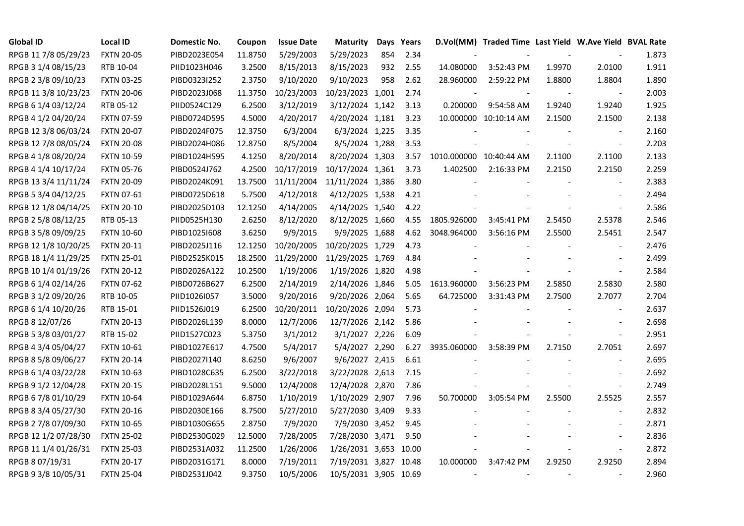| Global ID | Local ID | Domestic No. | Coupon | Issue Date | Maturity | Days | Years | D.Vol(MM) | Traded Time | Last Yield | W.Ave Yield | BVAL Rate |
|---|---|---|---|---|---|---|---|---|---|---|---|---|
| RPGB 11 7/8 05/29/23 | FXTN 20-05 | PIBD2023E054 | 11.8750 | 5/29/2003 | 5/29/2023 | 854 | 2.34 | - | - | - | - | 1.873 |
| RPGB 3 1/4 08/15/23 | RTB 10-04 | PIID1023H046 | 3.2500 | 8/15/2013 | 8/15/2023 | 932 | 2.55 | 14.080000 | 3:52:43 PM | 1.9970 | 2.0100 | 1.911 |
| RPGB 2 3/8 09/10/23 | FXTN 03-25 | PIBD0323I252 | 2.3750 | 9/10/2020 | 9/10/2023 | 958 | 2.62 | 28.960000 | 2:59:22 PM | 1.8800 | 1.8804 | 1.890 |
| RPGB 11 3/8 10/23/23 | FXTN 20-06 | PIBD2023J068 | 11.3750 | 10/23/2003 | 10/23/2023 | 1,001 | 2.74 | - | - | - | - | 2.003 |
| RPGB 6 1/4 03/12/24 | RTB 05-12 | PIID0524C129 | 6.2500 | 3/12/2019 | 3/12/2024 | 1,142 | 3.13 | 0.200000 | 9:54:58 AM | 1.9240 | 1.9240 | 1.925 |
| RPGB 4 1/2 04/20/24 | FXTN 07-59 | PIBD0724D595 | 4.5000 | 4/20/2017 | 4/20/2024 | 1,181 | 3.23 | 10.000000 | 10:10:14 AM | 2.1500 | 2.1500 | 2.138 |
| RPGB 12 3/8 06/03/24 | FXTN 20-07 | PIBD2024F075 | 12.3750 | 6/3/2004 | 6/3/2024 | 1,225 | 3.35 | - | - | - | - | 2.160 |
| RPGB 12 7/8 08/05/24 | FXTN 20-08 | PIBD2024H086 | 12.8750 | 8/5/2004 | 8/5/2024 | 1,288 | 3.53 | - | - | - | - | 2.203 |
| RPGB 4 1/8 08/20/24 | FXTN 10-59 | PIBD1024H595 | 4.1250 | 8/20/2014 | 8/20/2024 | 1,303 | 3.57 | 1010.000000 | 10:40:44 AM | 2.1100 | 2.1100 | 2.133 |
| RPGB 4 1/4 10/17/24 | FXTN 05-76 | PIBD0524J762 | 4.2500 | 10/17/2019 | 10/17/2024 | 1,361 | 3.73 | 1.402500 | 2:16:33 PM | 2.2150 | 2.2150 | 2.259 |
| RPGB 13 3/4 11/11/24 | FXTN 20-09 | PIBD2024K091 | 13.7500 | 11/11/2004 | 11/11/2024 | 1,386 | 3.80 | - | - | - | - | 2.383 |
| RPGB 5 3/4 04/12/25 | FXTN 07-61 | PIBD0725D618 | 5.7500 | 4/12/2018 | 4/12/2025 | 1,538 | 4.21 | - | - | - | - | 2.494 |
| RPGB 12 1/8 04/14/25 | FXTN 20-10 | PIBD2025D103 | 12.1250 | 4/14/2005 | 4/14/2025 | 1,540 | 4.22 | - | - | - | - | 2.586 |
| RPGB 2 5/8 08/12/25 | RTB 05-13 | PIID0525H130 | 2.6250 | 8/12/2020 | 8/12/2025 | 1,660 | 4.55 | 1805.926000 | 3:45:41 PM | 2.5450 | 2.5378 | 2.546 |
| RPGB 3 5/8 09/09/25 | FXTN 10-60 | PIBD1025I608 | 3.6250 | 9/9/2015 | 9/9/2025 | 1,688 | 4.62 | 3048.964000 | 3:56:16 PM | 2.5500 | 2.5451 | 2.547 |
| RPGB 12 1/8 10/20/25 | FXTN 20-11 | PIBD2025J116 | 12.1250 | 10/20/2005 | 10/20/2025 | 1,729 | 4.73 | - | - | - | - | 2.476 |
| RPGB 18 1/4 11/29/25 | FXTN 25-01 | PIBD2525K015 | 18.2500 | 11/29/2000 | 11/29/2025 | 1,769 | 4.84 | - | - | - | - | 2.499 |
| RPGB 10 1/4 01/19/26 | FXTN 20-12 | PIBD2026A122 | 10.2500 | 1/19/2006 | 1/19/2026 | 1,820 | 4.98 | - | - | - | - | 2.584 |
| RPGB 6 1/4 02/14/26 | FXTN 07-62 | PIBD0726B627 | 6.2500 | 2/14/2019 | 2/14/2026 | 1,846 | 5.05 | 1613.960000 | 3:56:23 PM | 2.5850 | 2.5830 | 2.580 |
| RPGB 3 1/2 09/20/26 | RTB 10-05 | PIID1026I057 | 3.5000 | 9/20/2016 | 9/20/2026 | 2,064 | 5.65 | 64.725000 | 3:31:43 PM | 2.7500 | 2.7077 | 2.704 |
| RPGB 6 1/4 10/20/26 | RTB 15-01 | PIID1526J019 | 6.2500 | 10/20/2011 | 10/20/2026 | 2,094 | 5.73 | - | - | - | - | 2.637 |
| RPGB 8 12/07/26 | FXTN 20-13 | PIBD2026L139 | 8.0000 | 12/7/2006 | 12/7/2026 | 2,142 | 5.86 | - | - | - | - | 2.698 |
| RPGB 5 3/8 03/01/27 | RTB 15-02 | PIID1527C023 | 5.3750 | 3/1/2012 | 3/1/2027 | 2,226 | 6.09 | - | - | - | - | 2.951 |
| RPGB 4 3/4 05/04/27 | FXTN 10-61 | PIBD1027E617 | 4.7500 | 5/4/2017 | 5/4/2027 | 2,290 | 6.27 | 3935.060000 | 3:58:39 PM | 2.7150 | 2.7051 | 2.697 |
| RPGB 8 5/8 09/06/27 | FXTN 20-14 | PIBD2027I140 | 8.6250 | 9/6/2007 | 9/6/2027 | 2,415 | 6.61 | - | - | - | - | 2.695 |
| RPGB 6 1/4 03/22/28 | FXTN 10-63 | PIBD1028C635 | 6.2500 | 3/22/2018 | 3/22/2028 | 2,613 | 7.15 | - | - | - | - | 2.692 |
| RPGB 9 1/2 12/04/28 | FXTN 20-15 | PIBD2028L151 | 9.5000 | 12/4/2008 | 12/4/2028 | 2,870 | 7.86 | - | - | - | - | 2.749 |
| RPGB 6 7/8 01/10/29 | FXTN 10-64 | PIBD1029A644 | 6.8750 | 1/10/2019 | 1/10/2029 | 2,907 | 7.96 | 50.700000 | 3:05:54 PM | 2.5500 | 2.5525 | 2.557 |
| RPGB 8 3/4 05/27/30 | FXTN 20-16 | PIBD2030E166 | 8.7500 | 5/27/2010 | 5/27/2030 | 3,409 | 9.33 | - | - | - | - | 2.832 |
| RPGB 2 7/8 07/09/30 | FXTN 10-65 | PIBD1030G655 | 2.8750 | 7/9/2020 | 7/9/2030 | 3,452 | 9.45 | - | - | - | - | 2.871 |
| RPGB 12 1/2 07/28/30 | FXTN 25-02 | PIBD2530G029 | 12.5000 | 7/28/2005 | 7/28/2030 | 3,471 | 9.50 | - | - | - | - | 2.836 |
| RPGB 11 1/4 01/26/31 | FXTN 25-03 | PIBD2531A032 | 11.2500 | 1/26/2006 | 1/26/2031 | 3,653 | 10.00 | - | - | - | - | 2.872 |
| RPGB 8 07/19/31 | FXTN 20-17 | PIBD2031G171 | 8.0000 | 7/19/2011 | 7/19/2031 | 3,827 | 10.48 | 10.000000 | 3:47:42 PM | 2.9250 | 2.9250 | 2.894 |
| RPGB 9 3/8 10/05/31 | FXTN 25-04 | PIBD2531J042 | 9.3750 | 10/5/2006 | 10/5/2031 | 3,905 | 10.69 | - | - | - | - | 2.960 |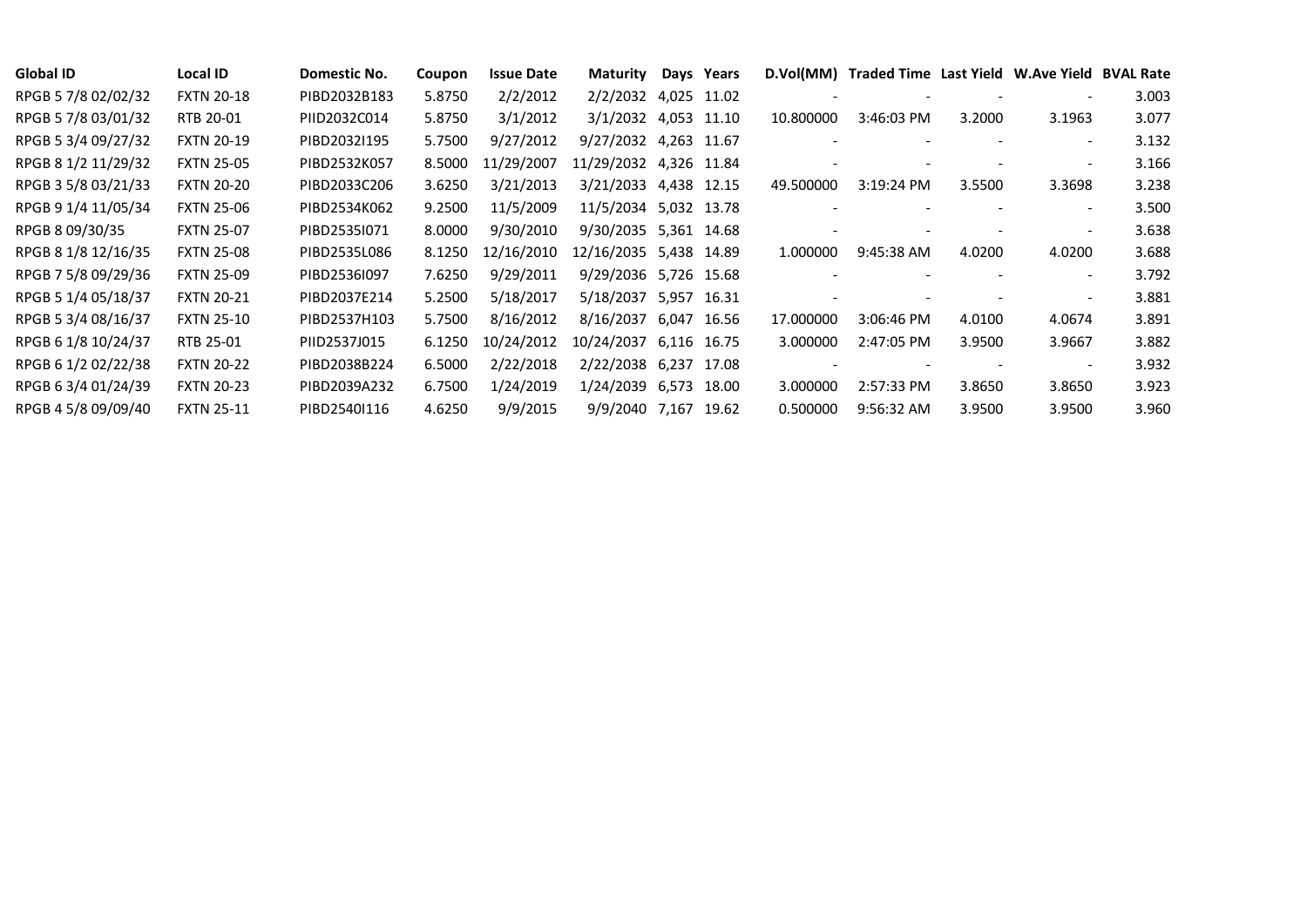| Global ID | Local ID | Domestic No. | Coupon | Issue Date | Maturity | Days | Years | D.Vol(MM) | Traded Time | Last Yield | W.Ave Yield | BVAL Rate |
|---|---|---|---|---|---|---|---|---|---|---|---|---|
| RPGB 5 7/8 02/02/32 | FXTN 20-18 | PIBD2032B183 | 5.8750 | 2/2/2012 | 2/2/2032 | 4,025 | 11.02 | - | - | - | - | 3.003 |
| RPGB 5 7/8 03/01/32 | RTB 20-01 | PIID2032C014 | 5.8750 | 3/1/2012 | 3/1/2032 | 4,053 | 11.10 | 10.800000 | 3:46:03 PM | 3.2000 | 3.1963 | 3.077 |
| RPGB 5 3/4 09/27/32 | FXTN 20-19 | PIBD2032I195 | 5.7500 | 9/27/2012 | 9/27/2032 | 4,263 | 11.67 | - | - | - | - | 3.132 |
| RPGB 8 1/2 11/29/32 | FXTN 25-05 | PIBD2532K057 | 8.5000 | 11/29/2007 | 11/29/2032 | 4,326 | 11.84 | - | - | - | - | 3.166 |
| RPGB 3 5/8 03/21/33 | FXTN 20-20 | PIBD2033C206 | 3.6250 | 3/21/2013 | 3/21/2033 | 4,438 | 12.15 | 49.500000 | 3:19:24 PM | 3.5500 | 3.3698 | 3.238 |
| RPGB 9 1/4 11/05/34 | FXTN 25-06 | PIBD2534K062 | 9.2500 | 11/5/2009 | 11/5/2034 | 5,032 | 13.78 | - | - | - | - | 3.500 |
| RPGB 8 09/30/35 | FXTN 25-07 | PIBD2535I071 | 8.0000 | 9/30/2010 | 9/30/2035 | 5,361 | 14.68 | - | - | - | - | 3.638 |
| RPGB 8 1/8 12/16/35 | FXTN 25-08 | PIBD2535L086 | 8.1250 | 12/16/2010 | 12/16/2035 | 5,438 | 14.89 | 1.000000 | 9:45:38 AM | 4.0200 | 4.0200 | 3.688 |
| RPGB 7 5/8 09/29/36 | FXTN 25-09 | PIBD2536I097 | 7.6250 | 9/29/2011 | 9/29/2036 | 5,726 | 15.68 | - | - | - | - | 3.792 |
| RPGB 5 1/4 05/18/37 | FXTN 20-21 | PIBD2037E214 | 5.2500 | 5/18/2017 | 5/18/2037 | 5,957 | 16.31 | - | - | - | - | 3.881 |
| RPGB 5 3/4 08/16/37 | FXTN 25-10 | PIBD2537H103 | 5.7500 | 8/16/2012 | 8/16/2037 | 6,047 | 16.56 | 17.000000 | 3:06:46 PM | 4.0100 | 4.0674 | 3.891 |
| RPGB 6 1/8 10/24/37 | RTB 25-01 | PIID2537J015 | 6.1250 | 10/24/2012 | 10/24/2037 | 6,116 | 16.75 | 3.000000 | 2:47:05 PM | 3.9500 | 3.9667 | 3.882 |
| RPGB 6 1/2 02/22/38 | FXTN 20-22 | PIBD2038B224 | 6.5000 | 2/22/2018 | 2/22/2038 | 6,237 | 17.08 | - | - | - | - | 3.932 |
| RPGB 6 3/4 01/24/39 | FXTN 20-23 | PIBD2039A232 | 6.7500 | 1/24/2019 | 1/24/2039 | 6,573 | 18.00 | 3.000000 | 2:57:33 PM | 3.8650 | 3.8650 | 3.923 |
| RPGB 4 5/8 09/09/40 | FXTN 25-11 | PIBD2540I116 | 4.6250 | 9/9/2015 | 9/9/2040 | 7,167 | 19.62 | 0.500000 | 9:56:32 AM | 3.9500 | 3.9500 | 3.960 |